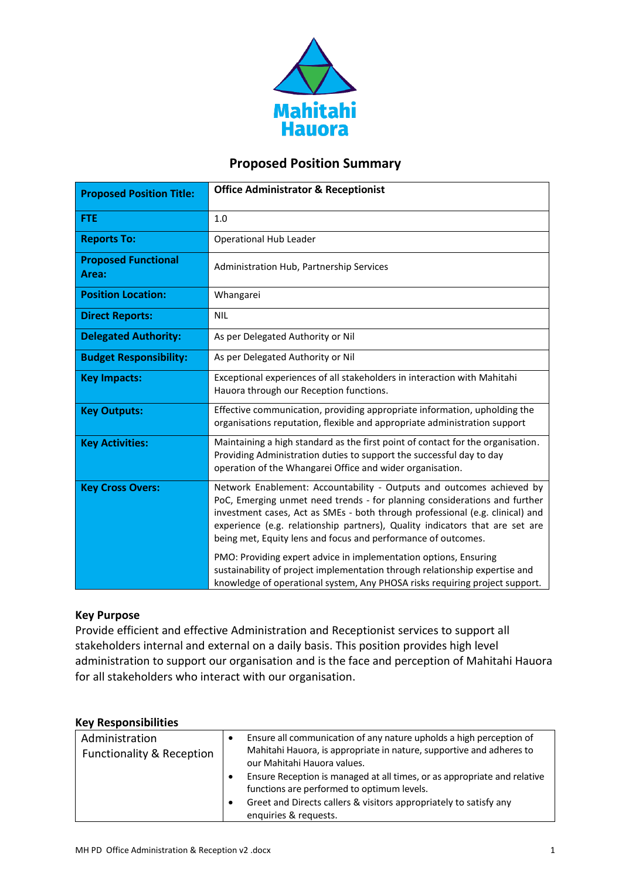Mahitahi Hauora

# Proposed Position Summary

| **Proposed Position Title:** | **Office Administrator & Receptionist** |
|---|---|
| **FTE** | 1.0 |
| **Reports To:** | Operational Hub Leader |
| **Proposed Functional Area:** | Administration Hub, Partnership Services |
| **Position Location:** | Whangarei |
| **Direct Reports:** | NIL |
| **Delegated Authority:** | As per Delegated Authority or Nil |
| **Budget Responsibility:** | As per Delegated Authority or Nil |
| **Key Impacts:** | Exceptional experiences of all stakeholders in interaction with Mahitahi Hauora through our Reception functions. |
| **Key Outputs:** | Effective communication, providing appropriate information, upholding the organisations reputation, flexible and appropriate administration support |
| **Key Activities:** | Maintaining a high standard as the first point of contact for the organisation. Providing Administration duties to support the successful day to day operation of the Whangarei Office and wider organisation. |
| **Key Cross Overs:** | Network Enablement: Accountability - Outputs and outcomes achieved by PoC, Emerging unmet need trends - for planning considerations and further investment cases, Act as SMEs - both through professional (e.g. clinical) and experience (e.g. relationship partners), Quality indicators that are set are being met, Equity lens and focus and performance of outcomes.<br><br>PMO: Providing expert advice in implementation options, Ensuring sustainability of project implementation through relationship expertise and knowledge of operational system, Any PHOSA risks requiring project support. |

## Key Purpose

Provide efficient and effective Administration and Receptionist services to support all stakeholders internal and external on a daily basis. This position provides high level administration to support our organisation and is the face and perception of Mahitahi Hauora for all stakeholders who interact with our organisation.

## Key Responsibilities

| | |
|---|---|
| Administration Functionality & Reception | • Ensure all communication of any nature upholds a high perception of Mahitahi Hauora, is appropriate in nature, supportive and adheres to our Mahitahi Hauora values.<br>• Ensure Reception is managed at all times, or as appropriate and relative functions are performed to optimum levels.<br>• Greet and Directs callers & visitors appropriately to satisfy any enquiries & requests. |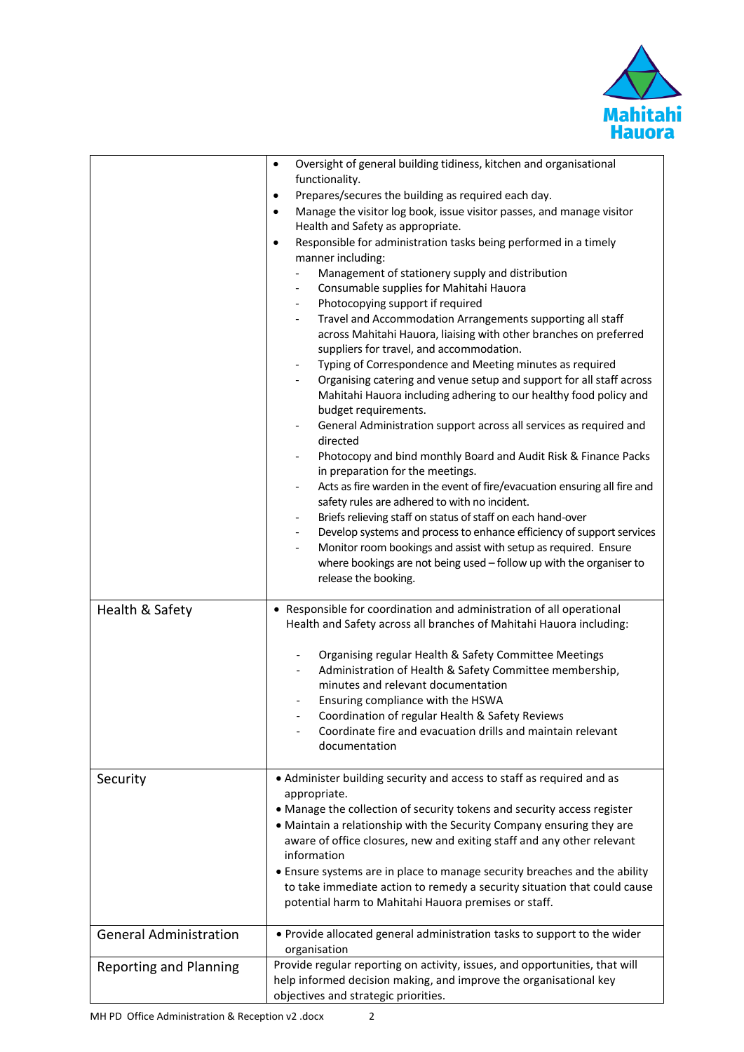| | |
|---|---|
| | • Oversight of general building tidiness, kitchen and organisational functionality.<br>• Prepares/secures the building as required each day.<br>• Manage the visitor log book, issue visitor passes, and manage visitor Health and Safety as appropriate.<br>• Responsible for administration tasks being performed in a timely manner including:<br>- Management of stationery supply and distribution<br>- Consumable supplies for Mahitahi Hauora<br>- Photocopying support if required<br>- Travel and Accommodation Arrangements supporting all staff across Mahitahi Hauora, liaising with other branches on preferred suppliers for travel, and accommodation.<br>- Typing of Correspondence and Meeting minutes as required<br>- Organising catering and venue setup and support for all staff across Mahitahi Hauora including adhering to our healthy food policy and budget requirements.<br>- General Administration support across all services as required and directed<br>- Photocopy and bind monthly Board and Audit Risk & Finance Packs in preparation for the meetings.<br>- Acts as fire warden in the event of fire/evacuation ensuring all fire and safety rules are adhered to with no incident.<br>- Briefs relieving staff on status of staff on each hand-over<br>- Develop systems and process to enhance efficiency of support services<br>- Monitor room bookings and assist with setup as required. Ensure where bookings are not being used – follow up with the organiser to release the booking. |
| Health & Safety | • Responsible for coordination and administration of all operational Health and Safety across all branches of Mahitahi Hauora including:<br>- Organising regular Health & Safety Committee Meetings<br>- Administration of Health & Safety Committee membership, minutes and relevant documentation<br>- Ensuring compliance with the HSWA<br>- Coordination of regular Health & Safety Reviews<br>- Coordinate fire and evacuation drills and maintain relevant documentation |
| Security | • Administer building security and access to staff as required and as appropriate.<br>• Manage the collection of security tokens and security access register<br>• Maintain a relationship with the Security Company ensuring they are aware of office closures, new and exiting staff and any other relevant information<br>• Ensure systems are in place to manage security breaches and the ability to take immediate action to remedy a security situation that could cause potential harm to Mahitahi Hauora premises or staff. |
| General Administration | • Provide allocated general administration tasks to support to the wider organisation |
| Reporting and Planning | Provide regular reporting on activity, issues, and opportunities, that will help informed decision making, and improve the organisational key objectives and strategic priorities. |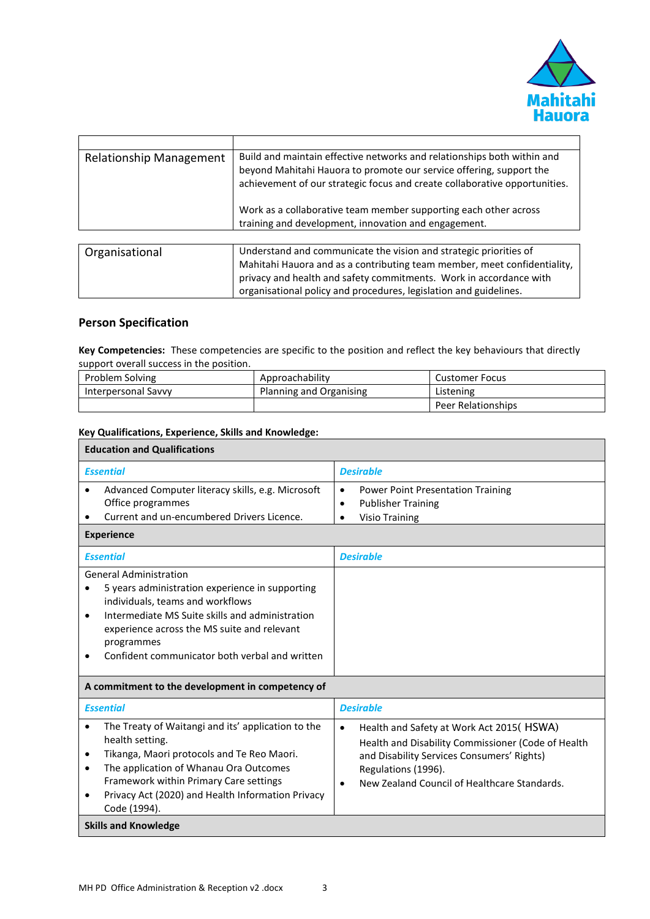| | |
|---|---|
| Relationship Management | Build and maintain effective networks and relationships both within and beyond Mahitahi Hauora to promote our service offering, support the achievement of our strategic focus and create collaborative opportunities.<br><br>Work as a collaborative team member supporting each other across training and development, innovation and engagement. |

| | |
|---|---|
| Organisational | Understand and communicate the vision and strategic priorities of Mahitahi Hauora and as a contributing team member, meet confidentiality, privacy and health and safety commitments. Work in accordance with organisational policy and procedures, legislation and guidelines. |

## Person Specification

**Key Competencies:** These competencies are specific to the position and reflect the key behaviours that directly support overall success in the position.

| | | |
|---|---|---|
| Problem Solving | Approachability | Customer Focus |
| Interpersonal Savvy | Planning and Organising | Listening |
| | | Peer Relationships |

**Key Qualifications, Experience, Skills and Knowledge:**

| **Education and Qualifications** | |
|---|---|
| ***Essential*** | ***Desirable*** |
| • Advanced Computer literacy skills, e.g. Microsoft Office programmes<br>• Current and un-encumbered Drivers Licence. | • Power Point Presentation Training<br>• Publisher Training<br>• Visio Training |
| **Experience** | |
| ***Essential*** | ***Desirable*** |
| General Administration<br>• 5 years administration experience in supporting individuals, teams and workflows<br>• Intermediate MS Suite skills and administration experience across the MS suite and relevant programmes<br>• Confident communicator both verbal and written | |
| **A commitment to the development in competency of** | |
| ***Essential*** | ***Desirable*** |
| • The Treaty of Waitangi and its' application to the health setting.<br>• Tikanga, Maori protocols and Te Reo Maori.<br>• The application of Whanau Ora Outcomes Framework within Primary Care settings<br>• Privacy Act (2020) and Health Information Privacy Code (1994). | • Health and Safety at Work Act 2015( HSWA) Health and Disability Commissioner (Code of Health and Disability Services Consumers' Rights) Regulations (1996).<br>• New Zealand Council of Healthcare Standards. |
| **Skills and Knowledge** | |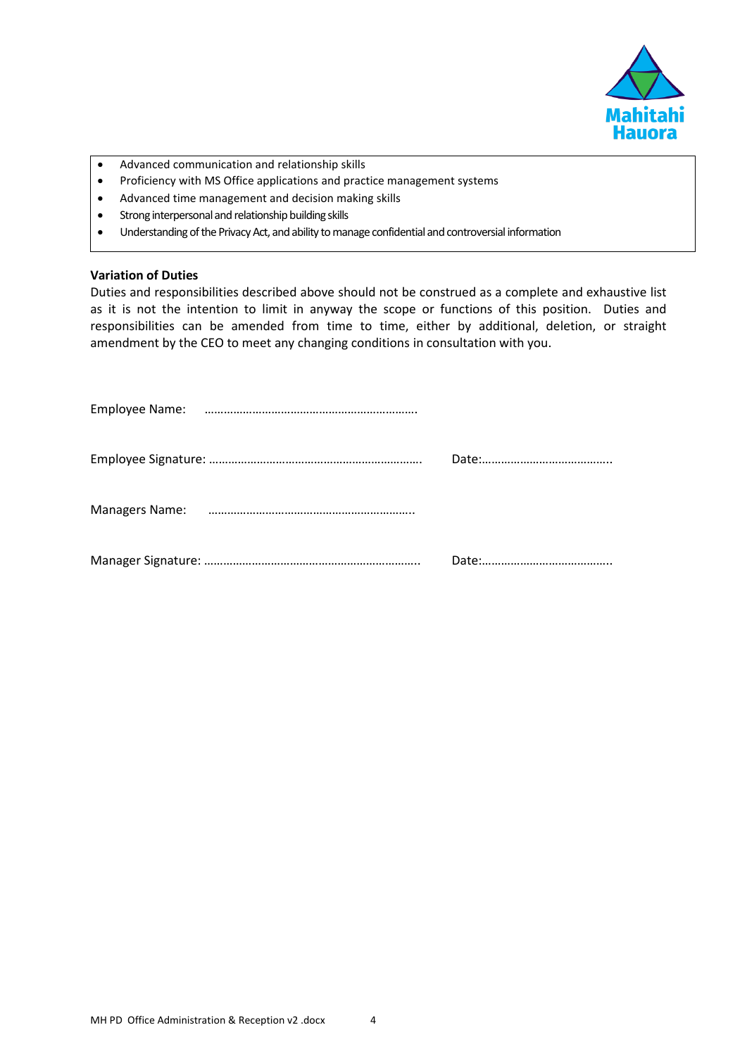- Advanced communication and relationship skills
- Proficiency with MS Office applications and practice management systems
- Advanced time management and decision making skills
- Strong interpersonal and relationship building skills
- Understanding of the Privacy Act, and ability to manage confidential and controversial information

**Variation of Duties**

Duties and responsibilities described above should not be construed as a complete and exhaustive list as it is not the intention to limit in anyway the scope or functions of this position. Duties and responsibilities can be amended from time to time, either by additional, deletion, or straight amendment by the CEO to meet any changing conditions in consultation with you.

Employee Name: ………………………………………………………….

Employee Signature: ………………………………………………………….. Date:…………………………………..

Managers Name: ………………………………………………………..

Manager Signature: ………………………………………………………….. Date:…………………………………..